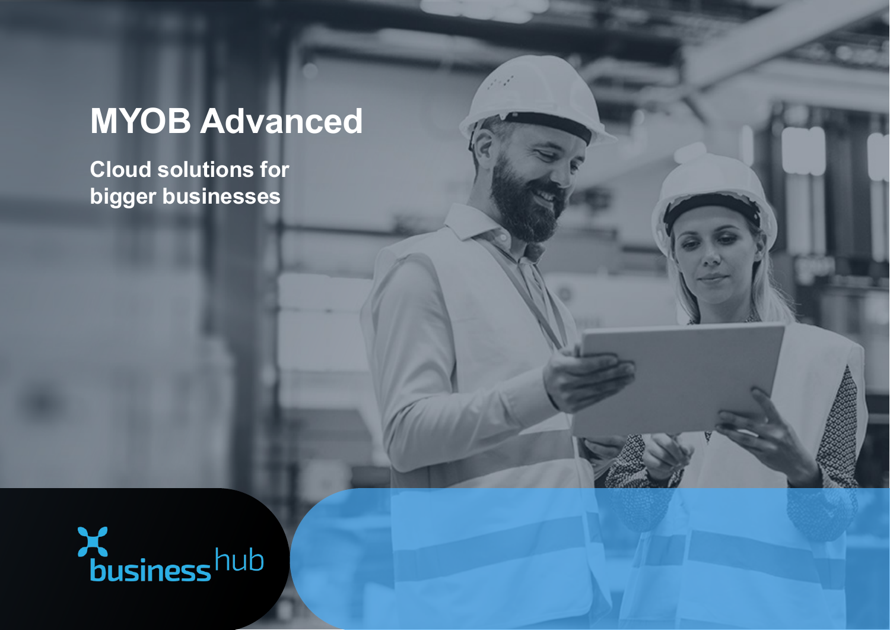# MYOB Advanced

**Cloud solutions for bigger businesses**

business hub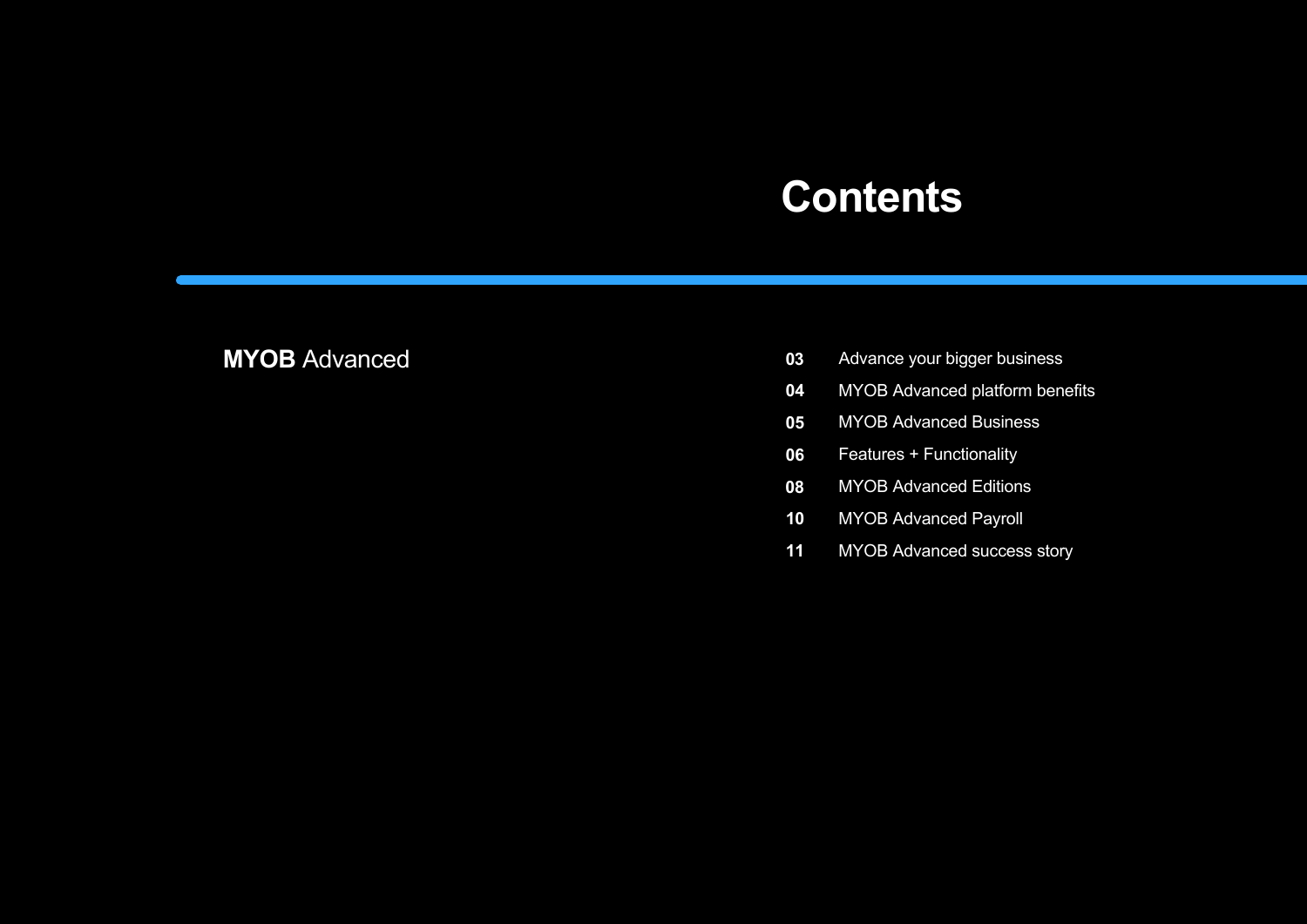# Contents

**MYOB** Advanced

| | |
|---|---|
| **03** | Advance your bigger business |
| **04** | MYOB Advanced platform benefits |
| **05** | MYOB Advanced Business |
| **06** | Features + Functionality |
| **08** | MYOB Advanced Editions |
| **10** | MYOB Advanced Payroll |
| **11** | MYOB Advanced success story |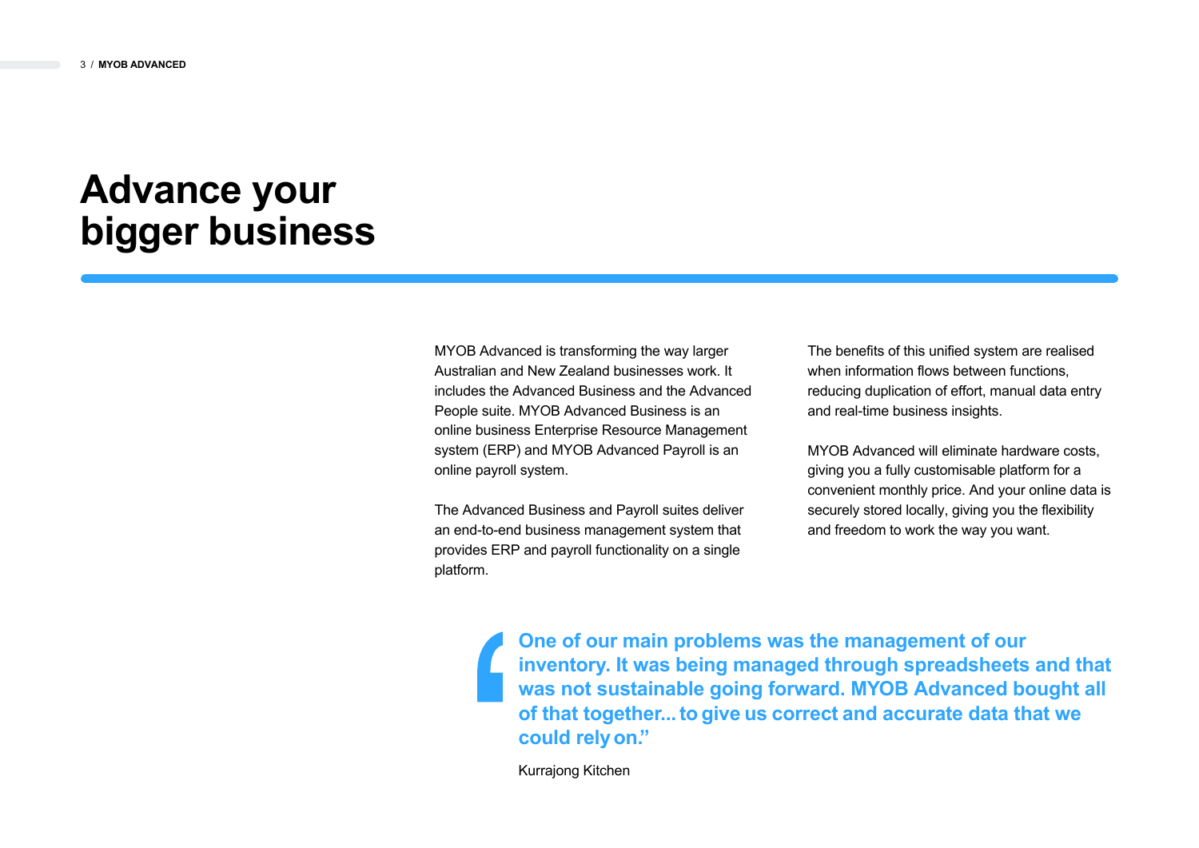# Advance your bigger business

MYOB Advanced is transforming the way larger Australian and New Zealand businesses work. It includes the Advanced Business and the Advanced People suite. MYOB Advanced Business is an online business Enterprise Resource Management system (ERP) and MYOB Advanced Payroll is an online payroll system.

The Advanced Business and Payroll suites deliver an end-to-end business management system that provides ERP and payroll functionality on a single platform.

The benefits of this unified system are realised when information flows between functions, reducing duplication of effort, manual data entry and real-time business insights.

MYOB Advanced will eliminate hardware costs, giving you a fully customisable platform for a convenient monthly price. And your online data is securely stored locally, giving you the flexibility and freedom to work the way you want.

> **One of our main problems was the management of our inventory. It was being managed through spreadsheets and that was not sustainable going forward. MYOB Advanced bought all of that together... to give us correct and accurate data that we could rely on."**
>
> Kurrajong Kitchen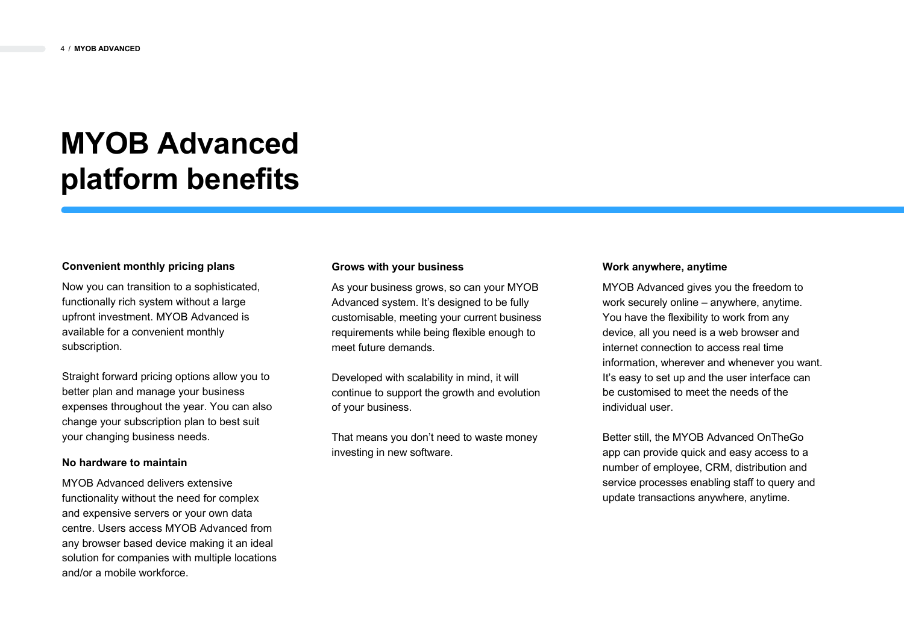# MYOB Advanced platform benefits

### Convenient monthly pricing plans

Now you can transition to a sophisticated, functionally rich system without a large upfront investment. MYOB Advanced is available for a convenient monthly subscription.

Straight forward pricing options allow you to better plan and manage your business expenses throughout the year. You can also change your subscription plan to best suit your changing business needs.

### No hardware to maintain

MYOB Advanced delivers extensive functionality without the need for complex and expensive servers or your own data centre. Users access MYOB Advanced from any browser based device making it an ideal solution for companies with multiple locations and/or a mobile workforce.

### Grows with your business

As your business grows, so can your MYOB Advanced system. It's designed to be fully customisable, meeting your current business requirements while being flexible enough to meet future demands.

Developed with scalability in mind, it will continue to support the growth and evolution of your business.

That means you don't need to waste money investing in new software.

### Work anywhere, anytime

MYOB Advanced gives you the freedom to work securely online – anywhere, anytime. You have the flexibility to work from any device, all you need is a web browser and internet connection to access real time information, wherever and whenever you want. It's easy to set up and the user interface can be customised to meet the needs of the individual user.

Better still, the MYOB Advanced OnTheGo app can provide quick and easy access to a number of employee, CRM, distribution and service processes enabling staff to query and update transactions anywhere, anytime.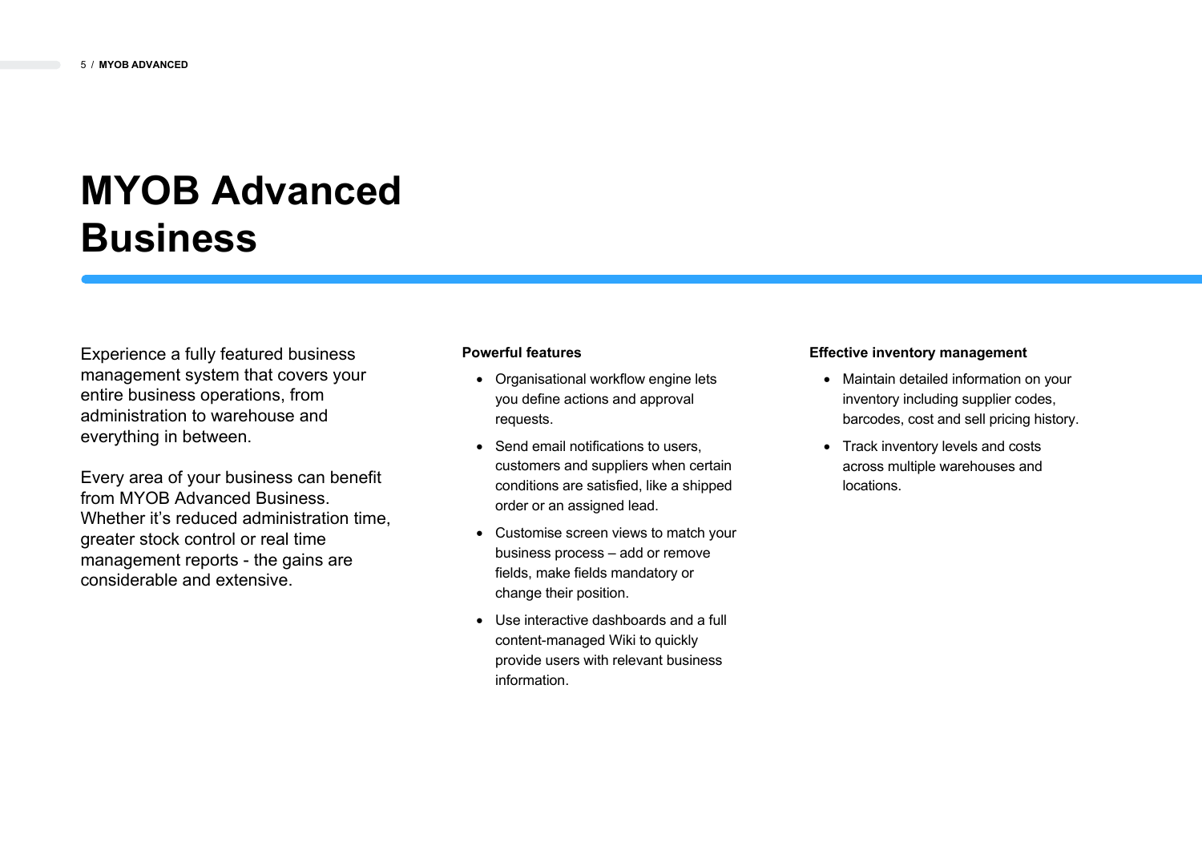# MYOB Advanced Business

Experience a fully featured business management system that covers your entire business operations, from administration to warehouse and everything in between.

Every area of your business can benefit from MYOB Advanced Business. Whether it's reduced administration time, greater stock control or real time management reports - the gains are considerable and extensive.

**Powerful features**

- Organisational workflow engine lets you define actions and approval requests.
- Send email notifications to users, customers and suppliers when certain conditions are satisfied, like a shipped order or an assigned lead.
- Customise screen views to match your business process – add or remove fields, make fields mandatory or change their position.
- Use interactive dashboards and a full content-managed Wiki to quickly provide users with relevant business information.

**Effective inventory management**

- Maintain detailed information on your inventory including supplier codes, barcodes, cost and sell pricing history.
- Track inventory levels and costs across multiple warehouses and locations.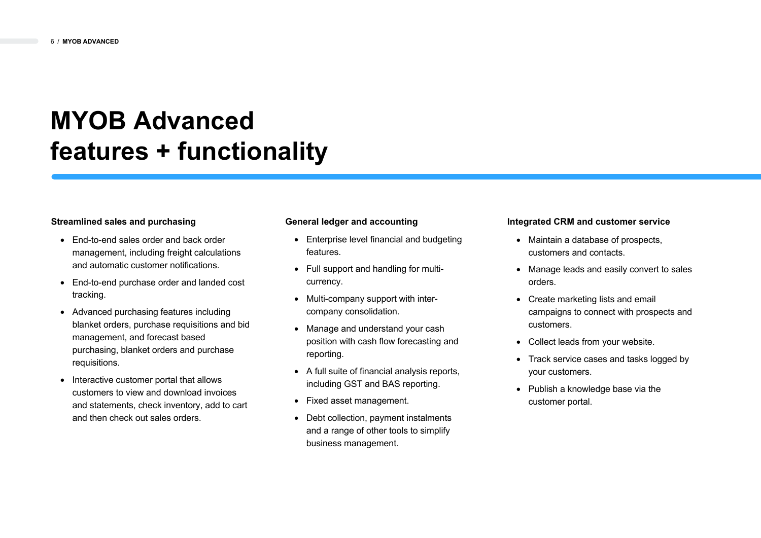# MYOB Advanced features + functionality

### Streamlined sales and purchasing

- End-to-end sales order and back order management, including freight calculations and automatic customer notifications.
- End-to-end purchase order and landed cost tracking.
- Advanced purchasing features including blanket orders, purchase requisitions and bid management, and forecast based purchasing, blanket orders and purchase requisitions.
- Interactive customer portal that allows customers to view and download invoices and statements, check inventory, add to cart and then check out sales orders.

### General ledger and accounting

- Enterprise level financial and budgeting features.
- Full support and handling for multi-currency.
- Multi-company support with inter-company consolidation.
- Manage and understand your cash position with cash flow forecasting and reporting.
- A full suite of financial analysis reports, including GST and BAS reporting.
- Fixed asset management.
- Debt collection, payment instalments and a range of other tools to simplify business management.

### Integrated CRM and customer service

- Maintain a database of prospects, customers and contacts.
- Manage leads and easily convert to sales orders.
- Create marketing lists and email campaigns to connect with prospects and customers.
- Collect leads from your website.
- Track service cases and tasks logged by your customers.
- Publish a knowledge base via the customer portal.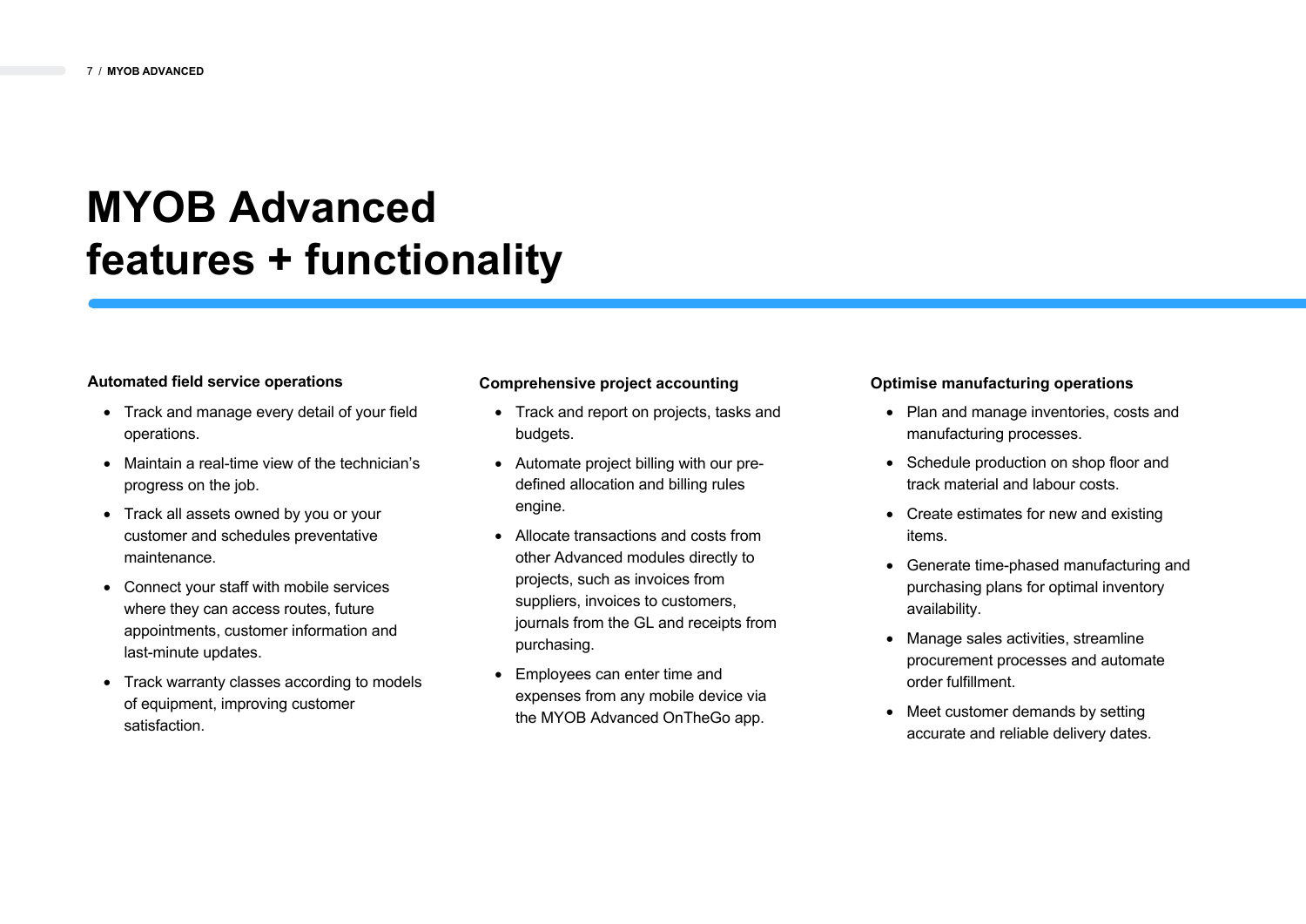# MYOB Advanced features + functionality

**Automated field service operations**

- Track and manage every detail of your field operations.
- Maintain a real-time view of the technician's progress on the job.
- Track all assets owned by you or your customer and schedules preventative maintenance.
- Connect your staff with mobile services where they can access routes, future appointments, customer information and last-minute updates.
- Track warranty classes according to models of equipment, improving customer satisfaction.

**Comprehensive project accounting**

- Track and report on projects, tasks and budgets.
- Automate project billing with our pre-defined allocation and billing rules engine.
- Allocate transactions and costs from other Advanced modules directly to projects, such as invoices from suppliers, invoices to customers, journals from the GL and receipts from purchasing.
- Employees can enter time and expenses from any mobile device via the MYOB Advanced OnTheGo app.

**Optimise manufacturing operations**

- Plan and manage inventories, costs and manufacturing processes.
- Schedule production on shop floor and track material and labour costs.
- Create estimates for new and existing items.
- Generate time-phased manufacturing and purchasing plans for optimal inventory availability.
- Manage sales activities, streamline procurement processes and automate order fulfillment.
- Meet customer demands by setting accurate and reliable delivery dates.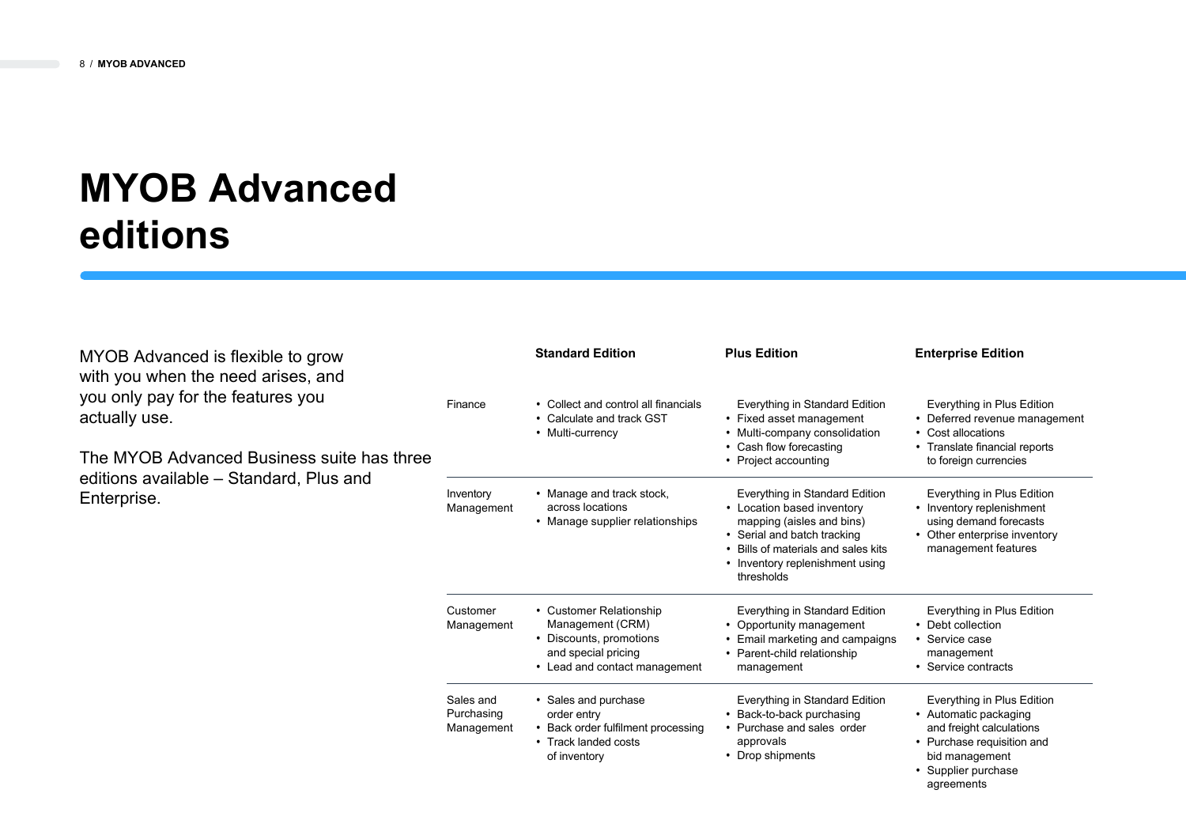# MYOB Advanced editions

MYOB Advanced is flexible to grow with you when the need arises, and you only pay for the features you actually use.

The MYOB Advanced Business suite has three editions available – Standard, Plus and Enterprise.

| | Standard Edition | Plus Edition | Enterprise Edition |
|---|---|---|---|
| Finance | • Collect and control all financials<br>• Calculate and track GST<br>• Multi-currency | Everything in Standard Edition<br>• Fixed asset management<br>• Multi-company consolidation<br>• Cash flow forecasting<br>• Project accounting | Everything in Plus Edition<br>• Deferred revenue management<br>• Cost allocations<br>• Translate financial reports to foreign currencies |
| Inventory Management | • Manage and track stock, across locations<br>• Manage supplier relationships | Everything in Standard Edition<br>• Location based inventory mapping (aisles and bins)<br>• Serial and batch tracking<br>• Bills of materials and sales kits<br>• Inventory replenishment using thresholds | Everything in Plus Edition<br>• Inventory replenishment using demand forecasts<br>• Other enterprise inventory management features |
| Customer Management | • Customer Relationship Management (CRM)<br>• Discounts, promotions and special pricing<br>• Lead and contact management | Everything in Standard Edition<br>• Opportunity management<br>• Email marketing and campaigns<br>• Parent-child relationship management | Everything in Plus Edition<br>• Debt collection<br>• Service case management<br>• Service contracts |
| Sales and Purchasing Management | • Sales and purchase order entry<br>• Back order fulfilment processing<br>• Track landed costs of inventory | Everything in Standard Edition<br>• Back-to-back purchasing<br>• Purchase and sales order approvals<br>• Drop shipments | Everything in Plus Edition<br>• Automatic packaging and freight calculations<br>• Purchase requisition and bid management<br>• Supplier purchase agreements |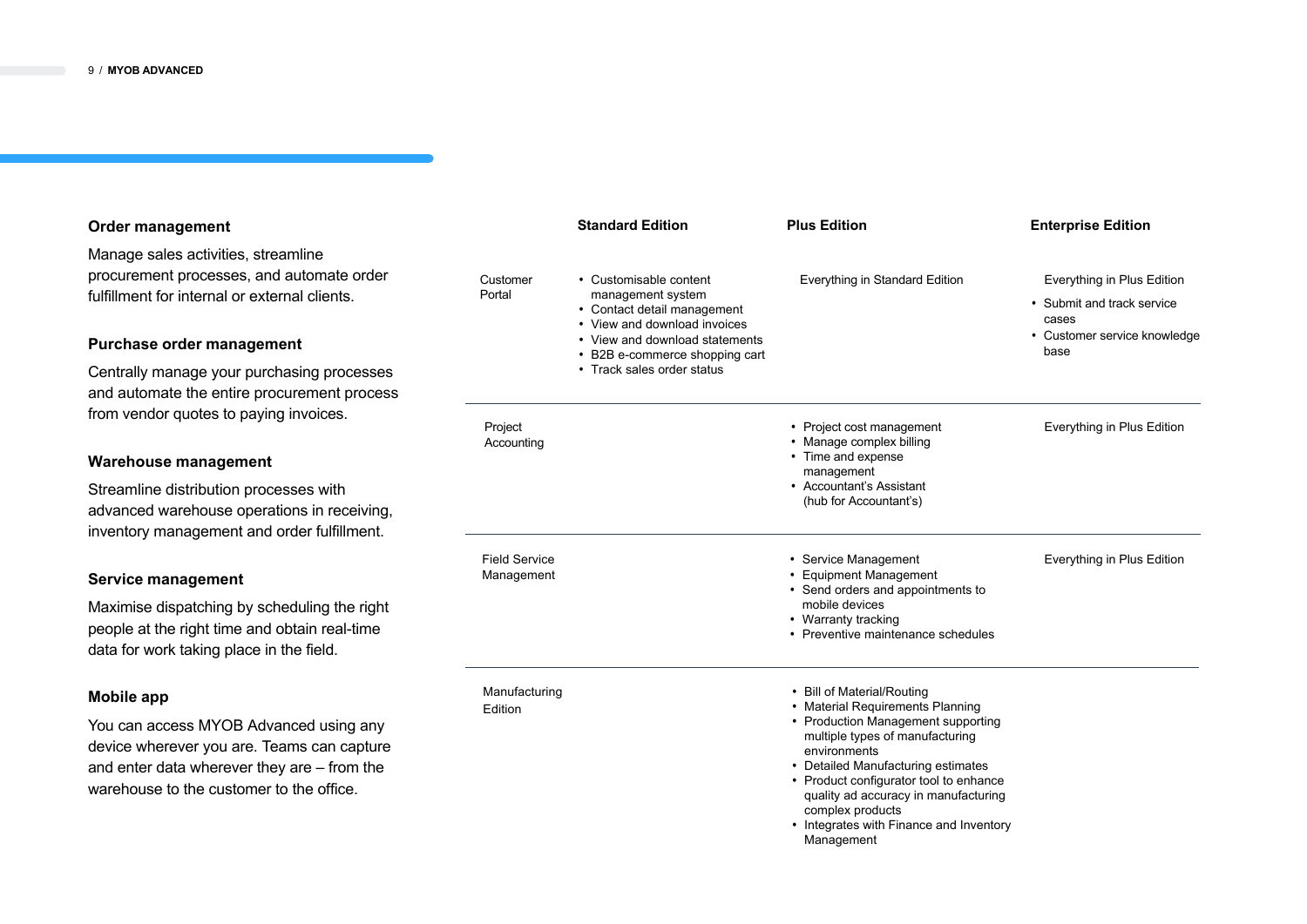### Order management

Manage sales activities, streamline procurement processes, and automate order fulfillment for internal or external clients.

### Purchase order management

Centrally manage your purchasing processes and automate the entire procurement process from vendor quotes to paying invoices.

### Warehouse management

Streamline distribution processes with advanced warehouse operations in receiving, inventory management and order fulfillment.

### Service management

Maximise dispatching by scheduling the right people at the right time and obtain real-time data for work taking place in the field.

### Mobile app

You can access MYOB Advanced using any device wherever you are. Teams can capture and enter data wherever they are – from the warehouse to the customer to the office.

| | Standard Edition | Plus Edition | Enterprise Edition |
|---|---|---|---|
| Customer Portal | • Customisable content management system<br>• Contact detail management<br>• View and download invoices<br>• View and download statements<br>• B2B e-commerce shopping cart<br>• Track sales order status | Everything in Standard Edition | Everything in Plus Edition<br>• Submit and track service cases<br>• Customer service knowledge base |
| Project Accounting | | • Project cost management<br>• Manage complex billing<br>• Time and expense management<br>• Accountant's Assistant (hub for Accountant's) | Everything in Plus Edition |
| Field Service Management | | • Service Management<br>• Equipment Management<br>• Send orders and appointments to mobile devices<br>• Warranty tracking<br>• Preventive maintenance schedules | Everything in Plus Edition |
| Manufacturing Edition | | • Bill of Material/Routing<br>• Material Requirements Planning<br>• Production Management supporting multiple types of manufacturing environments<br>• Detailed Manufacturing estimates<br>• Product configurator tool to enhance quality ad accuracy in manufacturing complex products<br>• Integrates with Finance and Inventory Management | |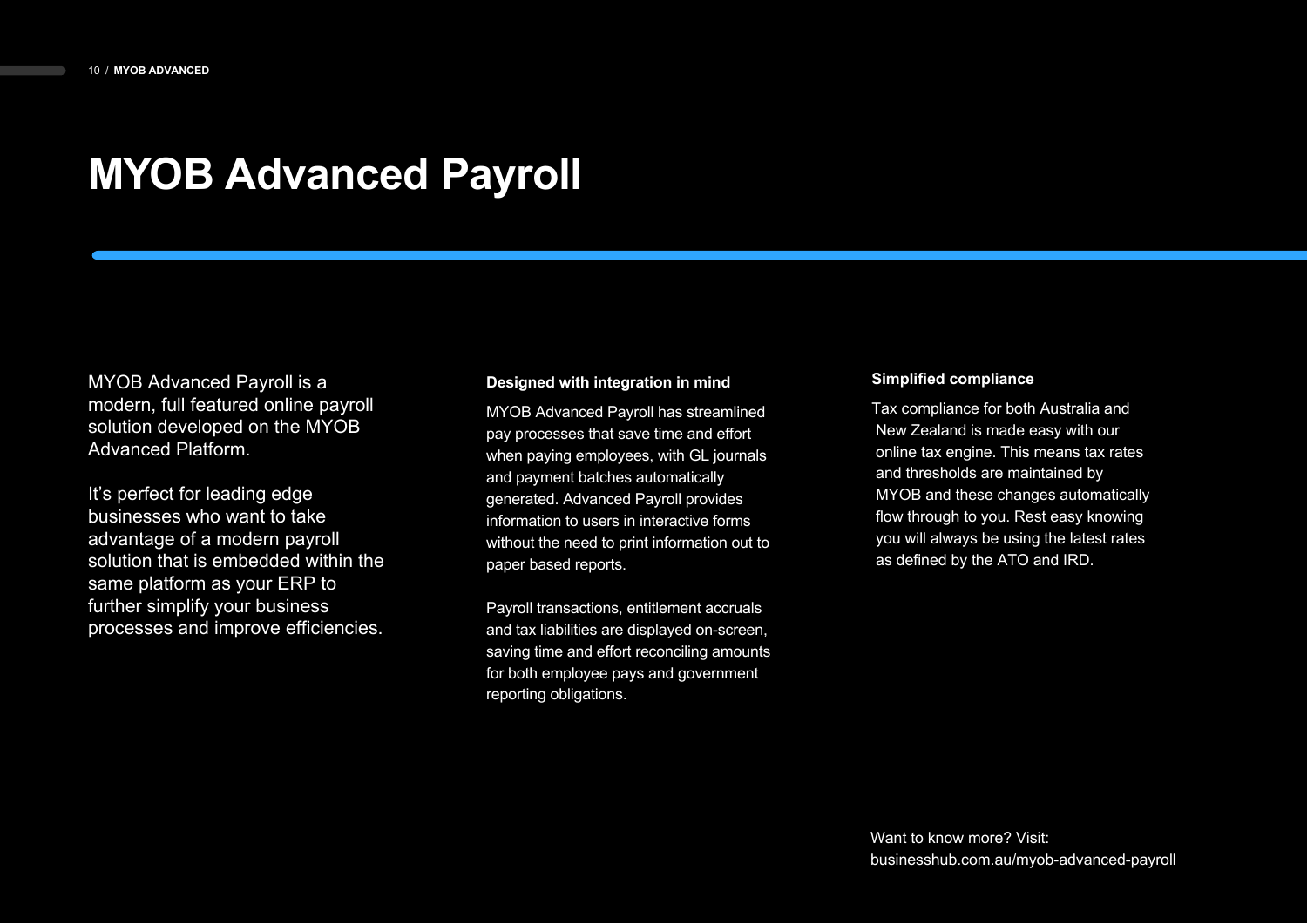# MYOB Advanced Payroll

MYOB Advanced Payroll is a modern, full featured online payroll solution developed on the MYOB Advanced Platform.

It's perfect for leading edge businesses who want to take advantage of a modern payroll solution that is embedded within the same platform as your ERP to further simplify your business processes and improve efficiencies.

**Designed with integration in mind**

MYOB Advanced Payroll has streamlined pay processes that save time and effort when paying employees, with GL journals and payment batches automatically generated. Advanced Payroll provides information to users in interactive forms without the need to print information out to paper based reports.

Payroll transactions, entitlement accruals and tax liabilities are displayed on-screen, saving time and effort reconciling amounts for both employee pays and government reporting obligations.

**Simplified compliance**

Tax compliance for both Australia and New Zealand is made easy with our online tax engine. This means tax rates and thresholds are maintained by MYOB and these changes automatically flow through to you. Rest easy knowing you will always be using the latest rates as defined by the ATO and IRD.

Want to know more? Visit:
businesshub.com.au/myob-advanced-payroll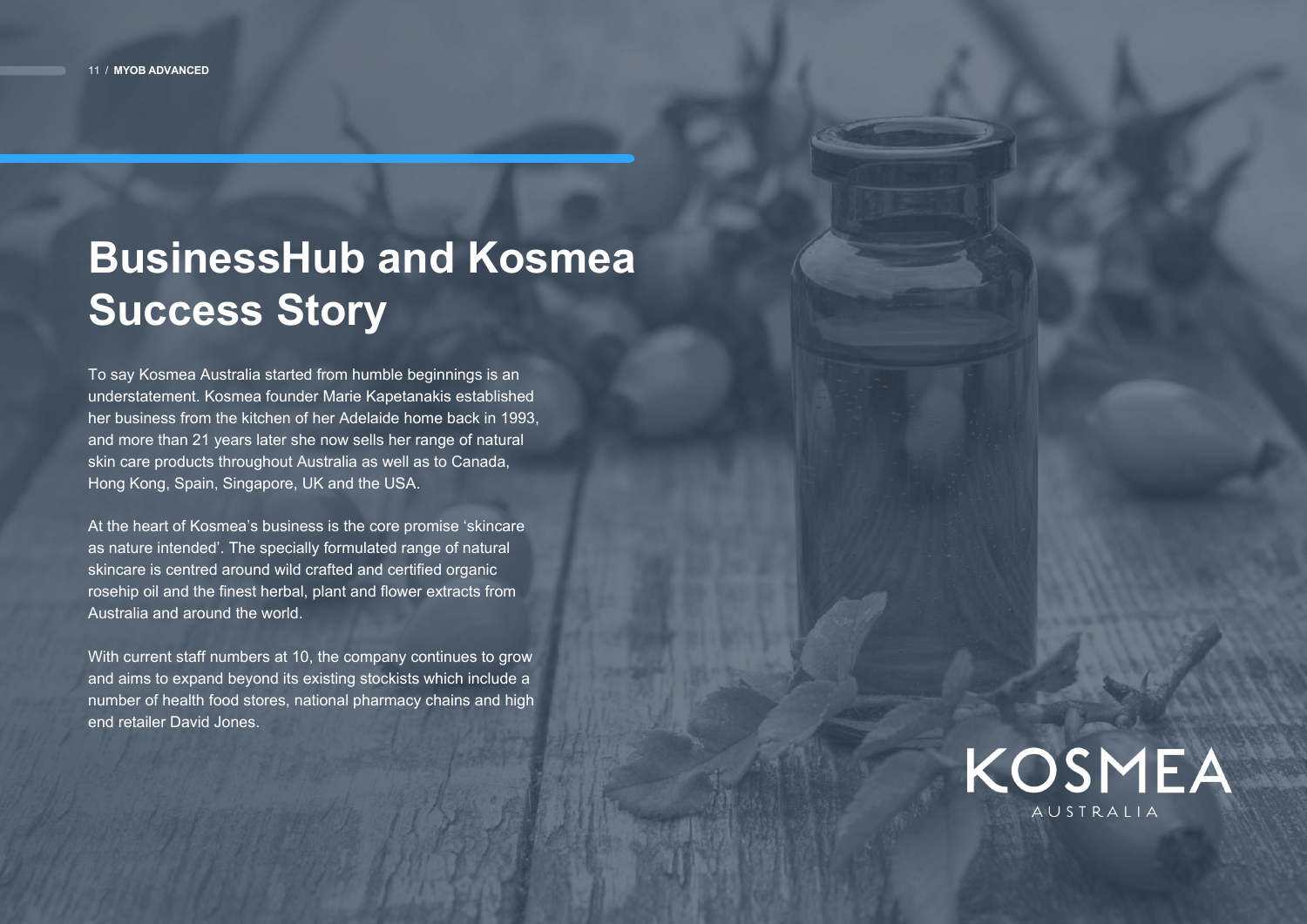# BusinessHub and Kosmea Success Story

To say Kosmea Australia started from humble beginnings is an understatement. Kosmea founder Marie Kapetanakis established her business from the kitchen of her Adelaide home back in 1993, and more than 21 years later she now sells her range of natural skin care products throughout Australia as well as to Canada, Hong Kong, Spain, Singapore, UK and the USA.

At the heart of Kosmea's business is the core promise 'skincare as nature intended'. The specially formulated range of natural skincare is centred around wild crafted and certified organic rosehip oil and the finest herbal, plant and flower extracts from Australia and around the world.

With current staff numbers at 10, the company continues to grow and aims to expand beyond its existing stockists which include a number of health food stores, national pharmacy chains and high end retailer David Jones.

KOSMEA
AUSTRALIA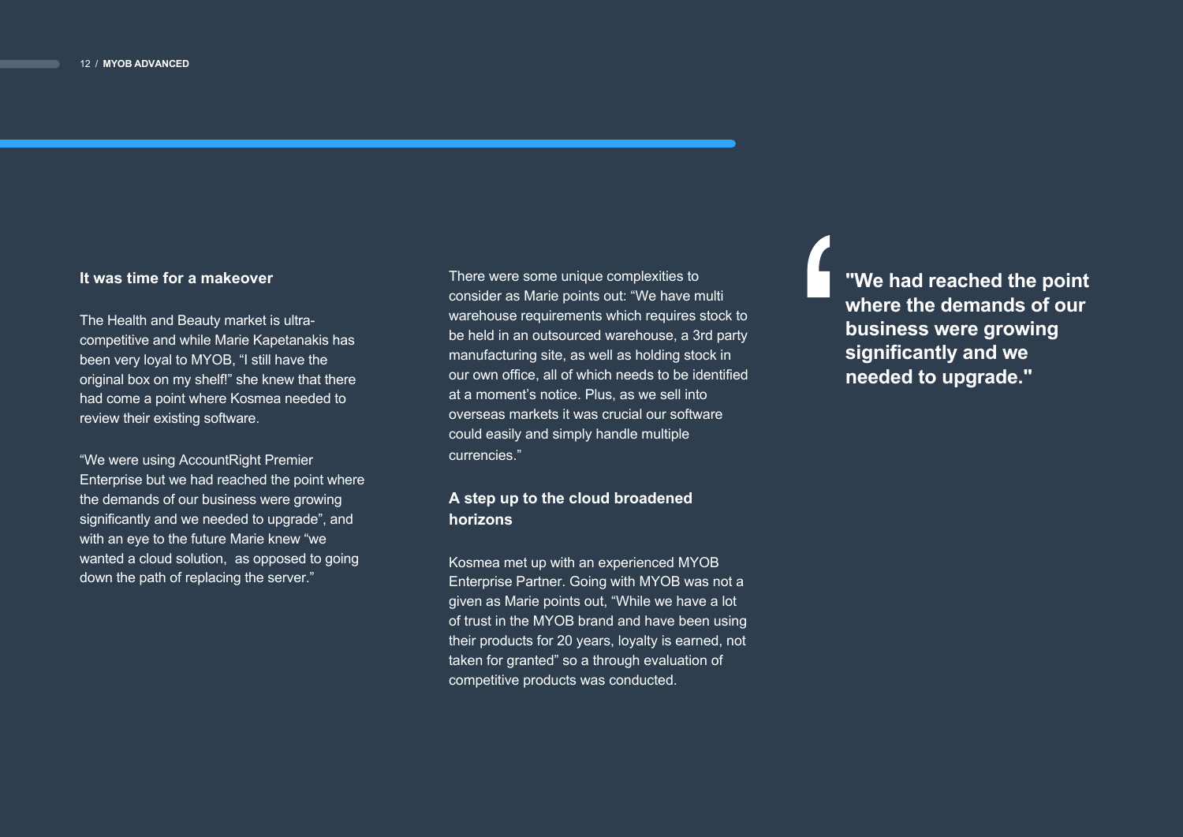## It was time for a makeover

The Health and Beauty market is ultra-competitive and while Marie Kapetanakis has been very loyal to MYOB, “I still have the original box on my shelf!” she knew that there had come a point where Kosmea needed to review their existing software.

“We were using AccountRight Premier Enterprise but we had reached the point where the demands of our business were growing significantly and we needed to upgrade”, and with an eye to the future Marie knew “we wanted a cloud solution,  as opposed to going down the path of replacing the server.”

There were some unique complexities to consider as Marie points out: “We have multi warehouse requirements which requires stock to be held in an outsourced warehouse, a 3rd party manufacturing site, as well as holding stock in our own office, all of which needs to be identified at a moment’s notice. Plus, as we sell into overseas markets it was crucial our software could easily and simply handle multiple currencies.”

## A step up to the cloud broadened horizons

Kosmea met up with an experienced MYOB Enterprise Partner. Going with MYOB was not a given as Marie points out, “While we have a lot of trust in the MYOB brand and have been using their products for 20 years, loyalty is earned, not taken for granted” so a through evaluation of competitive products was conducted.

> **"We had reached the point where the demands of our business were growing significantly and we needed to upgrade."**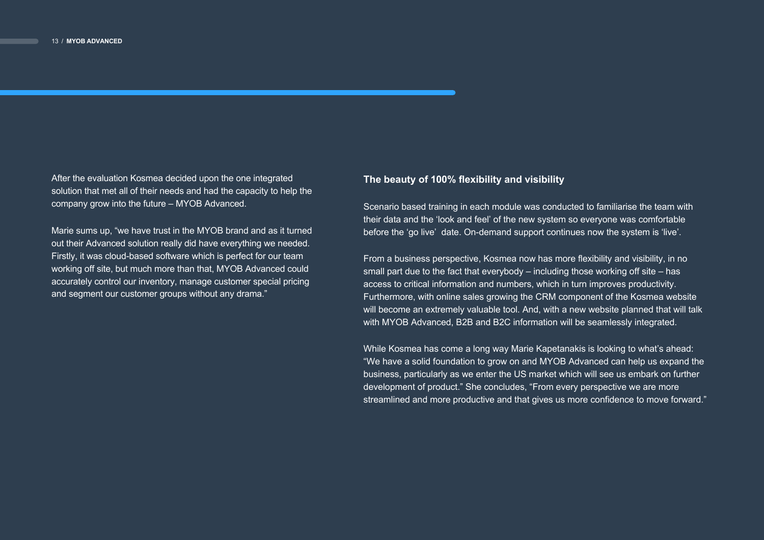After the evaluation Kosmea decided upon the one integrated solution that met all of their needs and had the capacity to help the company grow into the future – MYOB Advanced.

Marie sums up, “we have trust in the MYOB brand and as it turned out their Advanced solution really did have everything we needed. Firstly, it was cloud-based software which is perfect for our team working off site, but much more than that, MYOB Advanced could accurately control our inventory, manage customer special pricing and segment our customer groups without any drama.”

## The beauty of 100% flexibility and visibility

Scenario based training in each module was conducted to familiarise the team with their data and the ‘look and feel’ of the new system so everyone was comfortable before the ‘go live’ date. On-demand support continues now the system is ‘live’.

From a business perspective, Kosmea now has more flexibility and visibility, in no small part due to the fact that everybody – including those working off site – has access to critical information and numbers, which in turn improves productivity. Furthermore, with online sales growing the CRM component of the Kosmea website will become an extremely valuable tool. And, with a new website planned that will talk with MYOB Advanced, B2B and B2C information will be seamlessly integrated.

While Kosmea has come a long way Marie Kapetanakis is looking to what’s ahead: “We have a solid foundation to grow on and MYOB Advanced can help us expand the business, particularly as we enter the US market which will see us embark on further development of product.” She concludes, “From every perspective we are more streamlined and more productive and that gives us more confidence to move forward.”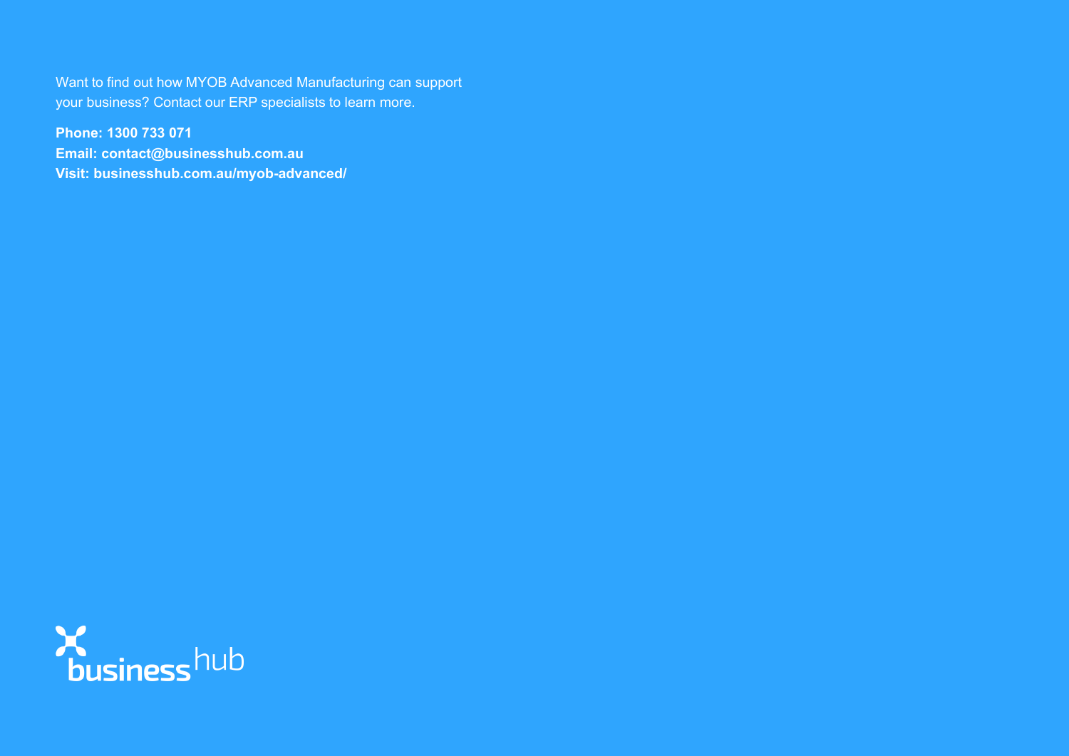Want to find out how MYOB Advanced Manufacturing can support your business? Contact our ERP specialists to learn more.

**Phone: 1300 733 071**
**Email: contact@businesshub.com.au**
**Visit: businesshub.com.au/myob-advanced/**